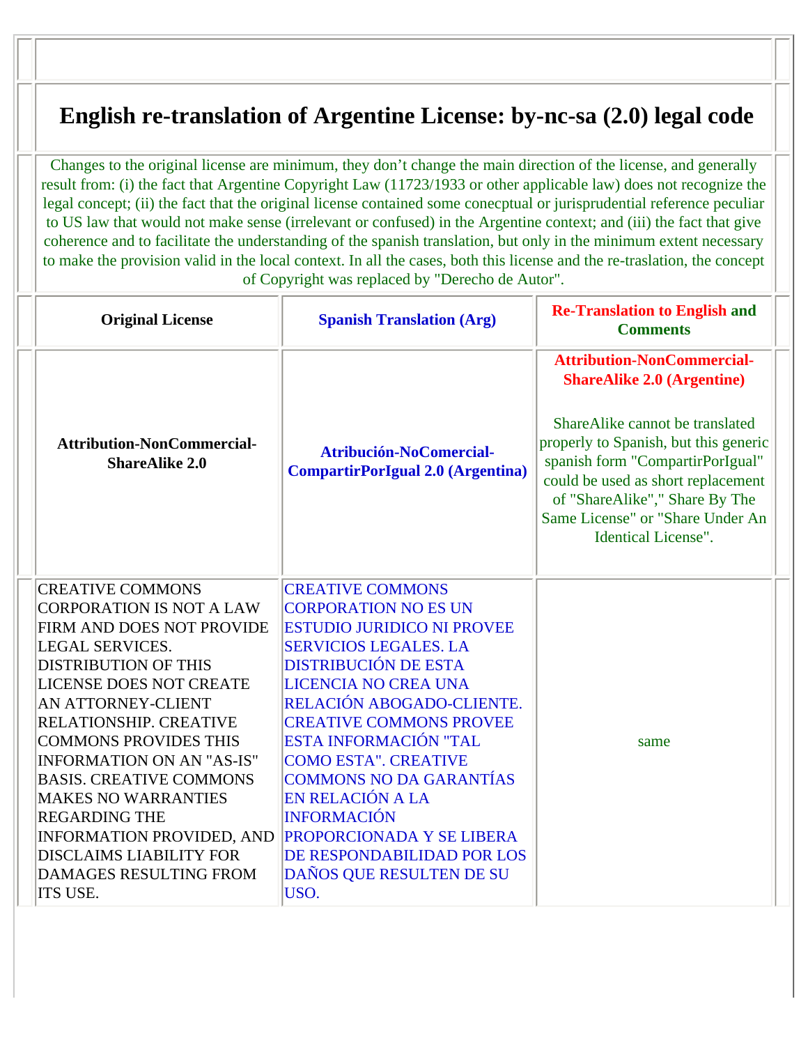# English re-translation of Argentine License: by-nc-sa (2.0) legal code

Changes to the original license are minimum, they don't change the main direction of the license, and generally result from: (i) the fact that Argentine Copyright Law (11723/1933 or other applicable law) does not recognize the legal concept; (ii) the fact that the original license contained some conecptual or jurisprudential reference peculiar to US law that would not make sense (irrelevant or confused) in the Argentine context; and (iii) the fact that give coherence and to facilitate the understanding of the spanish translation, but only in the minimum extent necessary to make the provision valid in the local context. In all the cases, both this license and the re-traslation, the concept of Copyright was replaced by "Derecho de Autor".

| Original License | Spanish Translation (Arg) | Re-Translation to English and Comments |
|---|---|---|
| **Attribution-NonCommercial-ShareAlike 2.0** | **Atribución-NoComercial-CompartirPorIgual 2.0 (Argentina)** | **Attribution-NonCommercial-ShareAlike 2.0 (Argentine)**<br><br>ShareAlike cannot be translated properly to Spanish, but this generic spanish form "CompartirPorIgual" could be used as short replacement of "ShareAlike"," Share By The Same License" or "Share Under An Identical License". |
| CREATIVE COMMONS CORPORATION IS NOT A LAW FIRM AND DOES NOT PROVIDE LEGAL SERVICES. DISTRIBUTION OF THIS LICENSE DOES NOT CREATE AN ATTORNEY-CLIENT RELATIONSHIP. CREATIVE COMMONS PROVIDES THIS INFORMATION ON AN "AS-IS" BASIS. CREATIVE COMMONS MAKES NO WARRANTIES REGARDING THE INFORMATION PROVIDED, AND DISCLAIMS LIABILITY FOR DAMAGES RESULTING FROM ITS USE. | CREATIVE COMMONS CORPORATION NO ES UN ESTUDIO JURIDICO NI PROVEE SERVICIOS LEGALES. LA DISTRIBUCIÓN DE ESTA LICENCIA NO CREA UNA RELACIÓN ABOGADO-CLIENTE. CREATIVE COMMONS PROVEE ESTA INFORMACIÓN "TAL COMO ESTA". CREATIVE COMMONS NO DA GARANTÍAS EN RELACIÓN A LA INFORMACIÓN PROPORCIONADA Y SE LIBERA DE RESPONDABILIDAD POR LOS DAÑOS QUE RESULTEN DE SU USO. | same |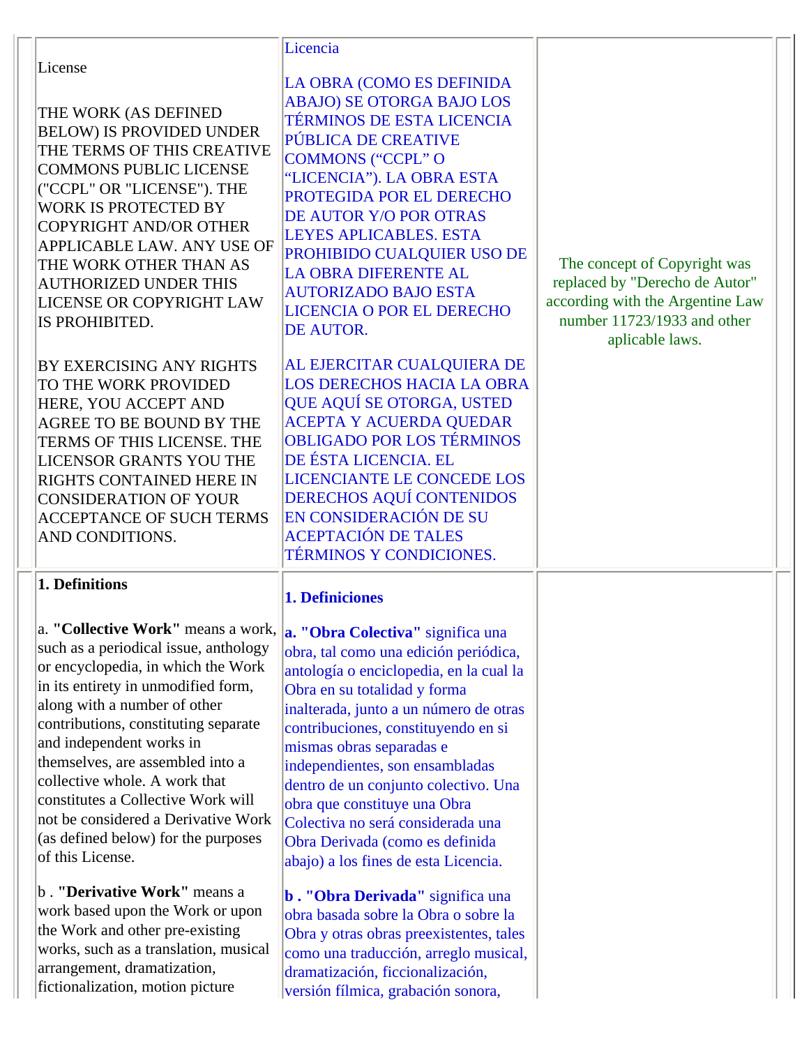| License | Licencia | |
|---|---|---|
| THE WORK (AS DEFINED BELOW) IS PROVIDED UNDER THE TERMS OF THIS CREATIVE COMMONS PUBLIC LICENSE ("CCPL" OR "LICENSE"). THE WORK IS PROTECTED BY COPYRIGHT AND/OR OTHER APPLICABLE LAW. ANY USE OF THE WORK OTHER THAN AS AUTHORIZED UNDER THIS LICENSE OR COPYRIGHT LAW IS PROHIBITED.<br><br>BY EXERCISING ANY RIGHTS TO THE WORK PROVIDED HERE, YOU ACCEPT AND AGREE TO BE BOUND BY THE TERMS OF THIS LICENSE. THE LICENSOR GRANTS YOU THE RIGHTS CONTAINED HERE IN CONSIDERATION OF YOUR ACCEPTANCE OF SUCH TERMS AND CONDITIONS. | LA OBRA (COMO ES DEFINIDA ABAJO) SE OTORGA BAJO LOS TÉRMINOS DE ESTA LICENCIA PÚBLICA DE CREATIVE COMMONS ("CCPL" O "LICENCIA"). LA OBRA ESTA PROTEGIDA POR EL DERECHO DE AUTOR Y/O POR OTRAS LEYES APLICABLES. ESTA PROHIBIDO CUALQUIER USO DE LA OBRA DIFERENTE AL AUTORIZADO BAJO ESTA LICENCIA O POR EL DERECHO DE AUTOR.<br><br>AL EJERCITAR CUALQUIERA DE LOS DERECHOS HACIA LA OBRA QUE AQUÍ SE OTORGA, USTED ACEPTA Y ACUERDA QUEDAR OBLIGADO POR LOS TÉRMINOS DE ÉSTA LICENCIA. EL LICENCIANTE LE CONCEDE LOS DERECHOS AQUÍ CONTENIDOS EN CONSIDERACIÓN DE SU ACEPTACIÓN DE TALES TÉRMINOS Y CONDICIONES. | The concept of Copyright was replaced by "Derecho de Autor" according with the Argentine Law number 11723/1933 and other aplicable laws. |
| **1. Definitions**<br><br>a. **"Collective Work"** means a work, such as a periodical issue, anthology or encyclopedia, in which the Work in its entirety in unmodified form, along with a number of other contributions, constituting separate and independent works in themselves, are assembled into a collective whole. A work that constitutes a Collective Work will not be considered a Derivative Work (as defined below) for the purposes of this License.<br><br>b . **"Derivative Work"** means a work based upon the Work or upon the Work and other pre-existing works, such as a translation, musical arrangement, dramatization, fictionalization, motion picture | **1. Definiciones**<br><br>**a. "Obra Colectiva"** significa una obra, tal como una edición periódica, antología o enciclopedia, en la cual la Obra en su totalidad y forma inalterada, junto a un número de otras contribuciones, constituyendo en si mismas obras separadas e independientes, son ensambladas dentro de un conjunto colectivo. Una obra que constituye una Obra Colectiva no será considerada una Obra Derivada (como es definida abajo) a los fines de esta Licencia.<br><br>**b . "Obra Derivada"** significa una obra basada sobre la Obra o sobre la Obra y otras obras preexistentes, tales como una traducción, arreglo musical, dramatización, ficcionalización, versión fílmica, grabación sonora, | |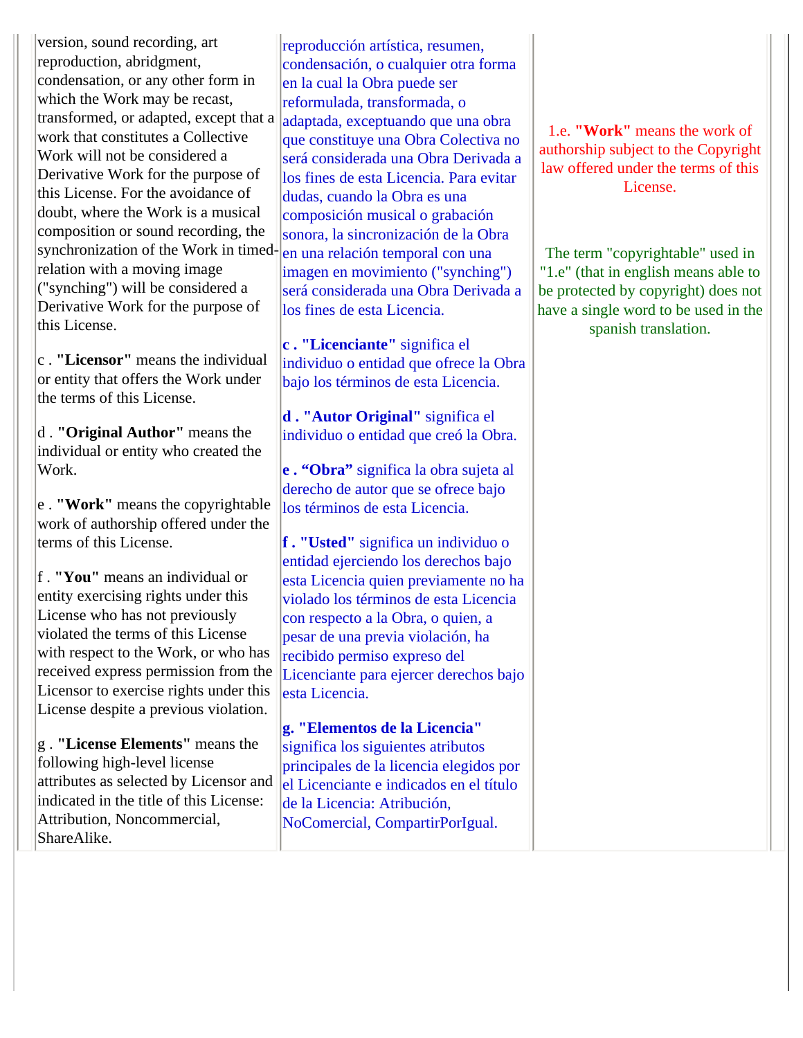| | | |
|---|---|---|
| version, sound recording, art reproduction, abridgment, condensation, or any other form in which the Work may be recast, transformed, or adapted, except that a work that constitutes a Collective Work will not be considered a Derivative Work for the purpose of this License. For the avoidance of doubt, where the Work is a musical composition or sound recording, the synchronization of the Work in timed-relation with a moving image ("synching") will be considered a Derivative Work for the purpose of this License.<br><br>c . **"Licensor"** means the individual or entity that offers the Work under the terms of this License.<br><br>d . **"Original Author"** means the individual or entity who created the Work.<br><br>e . **"Work"** means the copyrightable work of authorship offered under the terms of this License.<br><br>f . **"You"** means an individual or entity exercising rights under this License who has not previously violated the terms of this License with respect to the Work, or who has received express permission from the Licensor to exercise rights under this License despite a previous violation.<br><br>g . **"License Elements"** means the following high-level license attributes as selected by Licensor and indicated in the title of this License: Attribution, Noncommercial, ShareAlike. | reproducción artística, resumen, condensación, o cualquier otra forma en la cual la Obra puede ser reformulada, transformada, o adaptada, exceptuando que una obra que constituye una Obra Colectiva no será considerada una Obra Derivada a los fines de esta Licencia. Para evitar dudas, cuando la Obra es una composición musical o grabación sonora, la sincronización de la Obra en una relación temporal con una imagen en movimiento ("synching") será considerada una Obra Derivada a los fines de esta Licencia.<br><br>**c . "Licenciante"** significa el individuo o entidad que ofrece la Obra bajo los términos de esta Licencia.<br><br>**d . "Autor Original"** significa el individuo o entidad que creó la Obra.<br><br>**e . "Obra"** significa la obra sujeta al derecho de autor que se ofrece bajo los términos de esta Licencia.<br><br>**f . "Usted"** significa un individuo o entidad ejerciendo los derechos bajo esta Licencia quien previamente no ha violado los términos de esta Licencia con respecto a la Obra, o quien, a pesar de una previa violación, ha recibido permiso expreso del Licenciante para ejercer derechos bajo esta Licencia.<br><br>**g. "Elementos de la Licencia"** significa los siguientes atributos principales de la licencia elegidos por el Licenciante e indicados en el título de la Licencia: Atribución, NoComercial, CompartirPorIgual. | 1.e. **"Work"** means the work of authorship subject to the Copyright law offered under the terms of this License.<br><br>The term "copyrightable" used in "1.e" (that in english means able to be protected by copyright) does not have a single word to be used in the spanish translation. |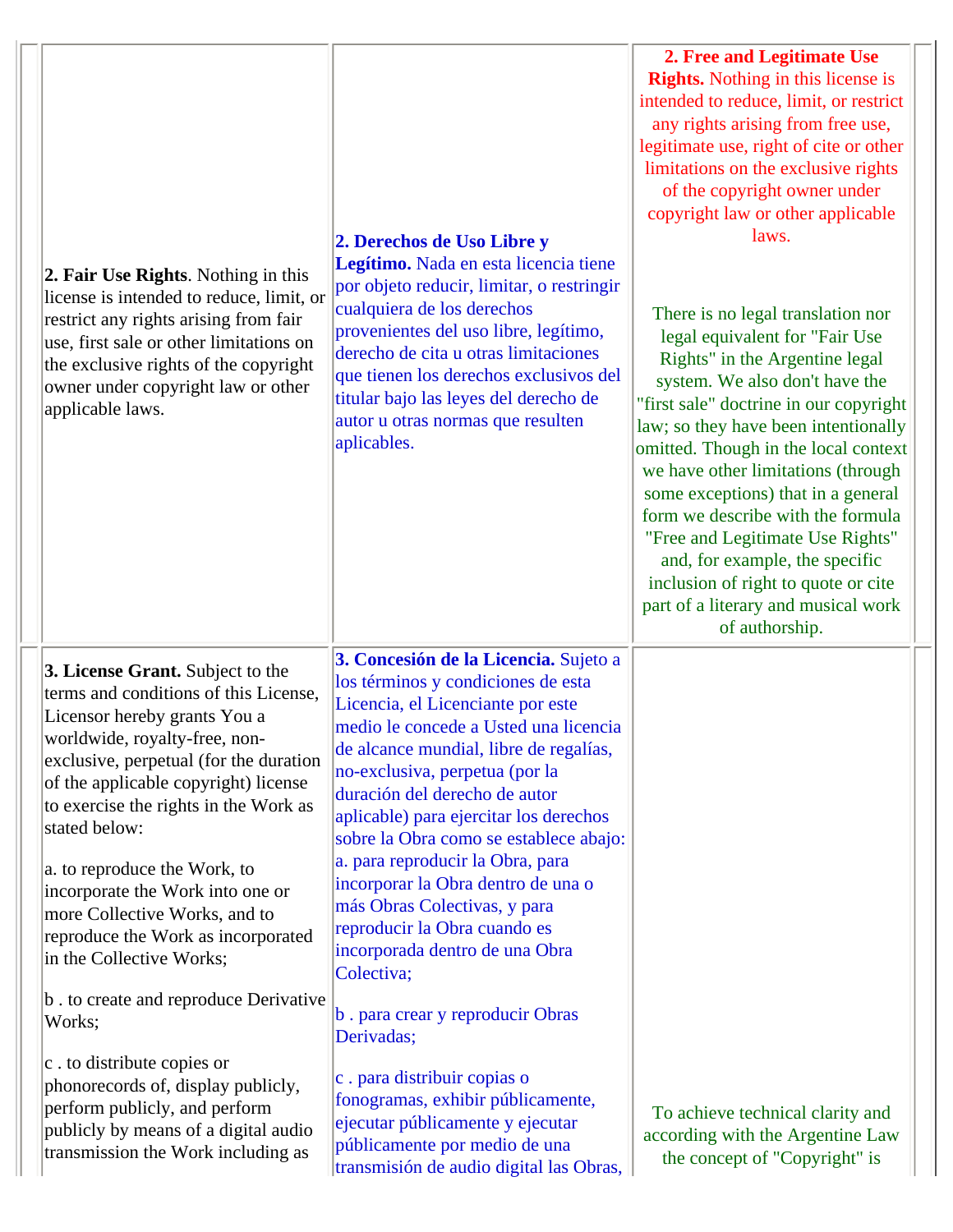| English | Spanish | Comments |
| --- | --- | --- |
| **2. Fair Use Rights**. Nothing in this license is intended to reduce, limit, or restrict any rights arising from fair use, first sale or other limitations on the exclusive rights of the copyright owner under copyright law or other applicable laws. | **2. Derechos de Uso Libre y Legítimo.** Nada en esta licencia tiene por objeto reducir, limitar, o restringir cualquiera de los derechos provenientes del uso libre, legítimo, derecho de cita u otras limitaciones que tienen los derechos exclusivos del titular bajo las leyes del derecho de autor u otras normas que resulten aplicables. | **2. Free and Legitimate Use Rights.** Nothing in this license is intended to reduce, limit, or restrict any rights arising from free use, legitimate use, right of cite or other limitations on the exclusive rights of the copyright owner under copyright law or other applicable laws.<br><br>There is no legal translation nor legal equivalent for "Fair Use Rights" in the Argentine legal system. We also don't have the "first sale" doctrine in our copyright law; so they have been intentionally omitted. Though in the local context we have other limitations (through some exceptions) that in a general form we describe with the formula "Free and Legitimate Use Rights" and, for example, the specific inclusion of right to quote or cite part of a literary and musical work of authorship. |
| **3. License Grant.** Subject to the terms and conditions of this License, Licensor hereby grants You a worldwide, royalty-free, non-exclusive, perpetual (for the duration of the applicable copyright) license to exercise the rights in the Work as stated below:<br><br>a. to reproduce the Work, to incorporate the Work into one or more Collective Works, and to reproduce the Work as incorporated in the Collective Works;<br><br>b . to create and reproduce Derivative Works;<br><br>c . to distribute copies or phonorecords of, display publicly, perform publicly, and perform publicly by means of a digital audio transmission the Work including as | **3. Concesión de la Licencia.** Sujeto a los términos y condiciones de esta Licencia, el Licenciante por este medio le concede a Usted una licencia de alcance mundial, libre de regalías, no-exclusiva, perpetua (por la duración del derecho de autor aplicable) para ejercitar los derechos sobre la Obra como se establece abajo:<br>a. para reproducir la Obra, para incorporar la Obra dentro de una o más Obras Colectivas, y para reproducir la Obra cuando es incorporada dentro de una Obra Colectiva;<br><br>b . para crear y reproducir Obras Derivadas;<br><br>c . para distribuir copias o fonogramas, exhibir públicamente, ejecutar públicamente y ejecutar públicamente por medio de una transmisión de audio digital las Obras, | To achieve technical clarity and according with the Argentine Law the concept of "Copyright" is |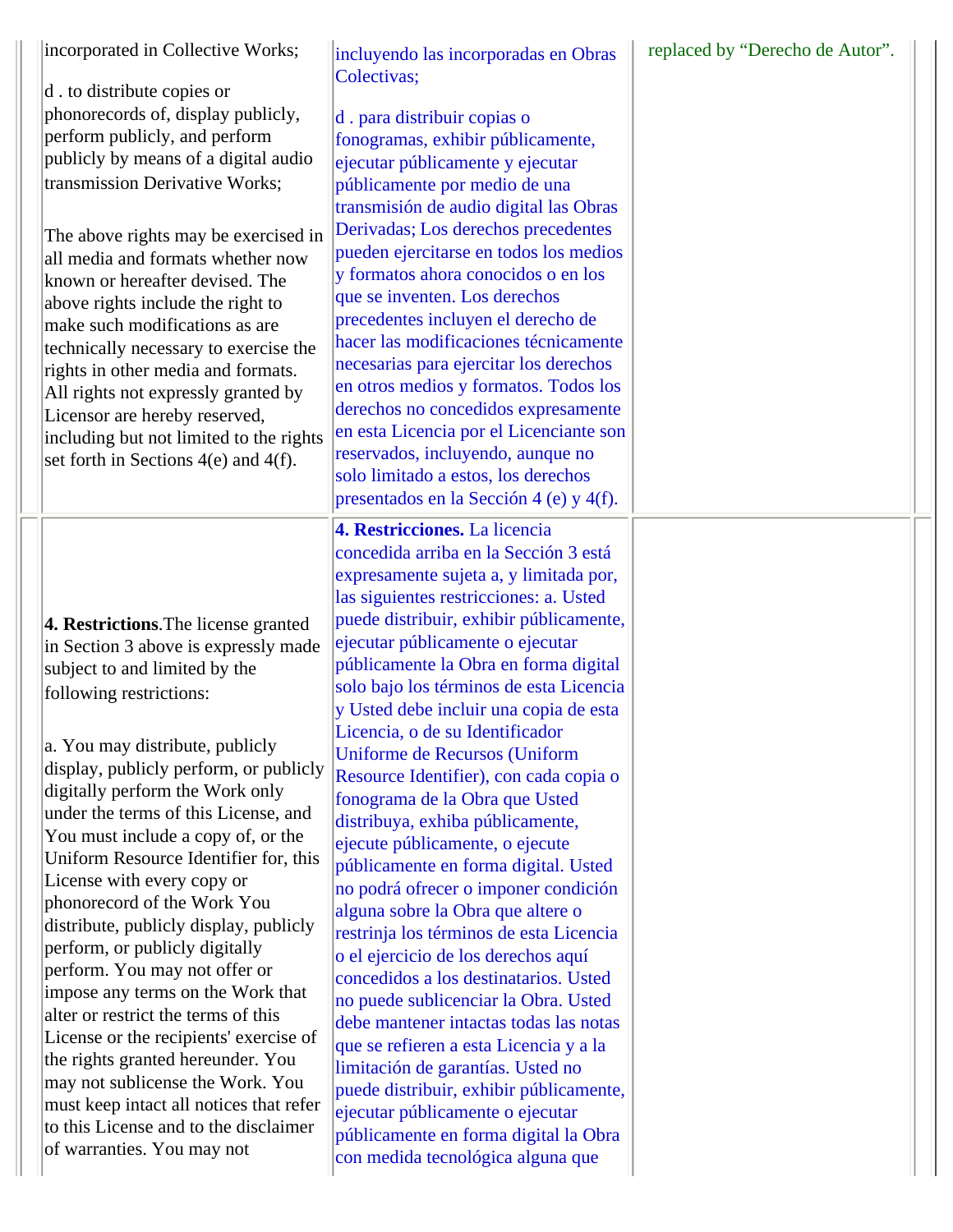| English | Español | Comments |
|---|---|---|
| incorporated in Collective Works;<br><br>d . to distribute copies or phonorecords of, display publicly, perform publicly, and perform publicly by means of a digital audio transmission Derivative Works;<br><br>The above rights may be exercised in all media and formats whether now known or hereafter devised. The above rights include the right to make such modifications as are technically necessary to exercise the rights in other media and formats. All rights not expressly granted by Licensor are hereby reserved, including but not limited to the rights set forth in Sections 4(e) and 4(f). | incluyendo las incorporadas en Obras Colectivas;<br><br>d . para distribuir copias o fonogramas, exhibir públicamente, ejecutar públicamente y ejecutar públicamente por medio de una transmisión de audio digital las Obras Derivadas; Los derechos precedentes pueden ejercitarse en todos los medios y formatos ahora conocidos o en los que se inventen. Los derechos precedentes incluyen el derecho de hacer las modificaciones técnicamente necesarias para ejercitar los derechos en otros medios y formatos. Todos los derechos no concedidos expresamente en esta Licencia por el Licenciante son reservados, incluyendo, aunque no solo limitado a estos, los derechos presentados en la Sección 4 (e) y 4(f). | replaced by “Derecho de Autor”. |
| **4. Restrictions**.The license granted in Section 3 above is expressly made subject to and limited by the following restrictions:<br><br>a. You may distribute, publicly display, publicly perform, or publicly digitally perform the Work only under the terms of this License, and You must include a copy of, or the Uniform Resource Identifier for, this License with every copy or phonorecord of the Work You distribute, publicly display, publicly perform, or publicly digitally perform. You may not offer or impose any terms on the Work that alter or restrict the terms of this License or the recipients' exercise of the rights granted hereunder. You may not sublicense the Work. You must keep intact all notices that refer to this License and to the disclaimer of warranties. You may not | **4. Restricciones.** La licencia concedida arriba en la Sección 3 está expresamente sujeta a, y limitada por, las siguientes restricciones: a. Usted puede distribuir, exhibir públicamente, ejecutar públicamente o ejecutar públicamente la Obra en forma digital solo bajo los términos de esta Licencia y Usted debe incluir una copia de esta Licencia, o de su Identificador Uniforme de Recursos (Uniform Resource Identifier), con cada copia o fonograma de la Obra que Usted distribuya, exhiba públicamente, ejecute públicamente, o ejecute públicamente en forma digital. Usted no podrá ofrecer o imponer condición alguna sobre la Obra que altere o restrinja los términos de esta Licencia o el ejercicio de los derechos aquí concedidos a los destinatarios. Usted no puede sublicenciar la Obra. Usted debe mantener intactas todas las notas que se refieren a esta Licencia y a la limitación de garantías. Usted no puede distribuir, exhibir públicamente, ejecutar públicamente o ejecutar públicamente en forma digital la Obra con medida tecnológica alguna que | |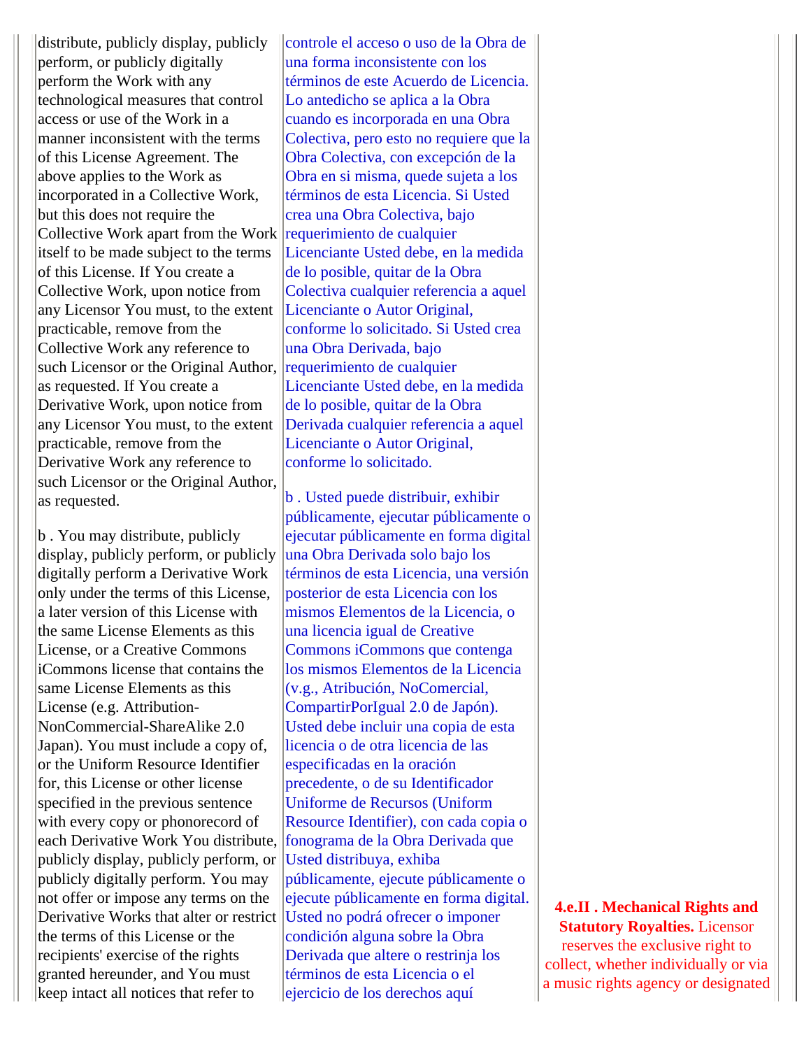distribute, publicly display, publicly perform, or publicly digitally perform the Work with any technological measures that control access or use of the Work in a manner inconsistent with the terms of this License Agreement. The above applies to the Work as incorporated in a Collective Work, but this does not require the Collective Work apart from the Work itself to be made subject to the terms of this License. If You create a Collective Work, upon notice from any Licensor You must, to the extent practicable, remove from the Collective Work any reference to such Licensor or the Original Author, as requested. If You create a Derivative Work, upon notice from any Licensor You must, to the extent practicable, remove from the Derivative Work any reference to such Licensor or the Original Author, as requested.

b . You may distribute, publicly display, publicly perform, or publicly digitally perform a Derivative Work only under the terms of this License, a later version of this License with the same License Elements as this License, or a Creative Commons iCommons license that contains the same License Elements as this License (e.g. Attribution-NonCommercial-ShareAlike 2.0 Japan). You must include a copy of, or the Uniform Resource Identifier for, this License or other license specified in the previous sentence with every copy or phonorecord of each Derivative Work You distribute, publicly display, publicly perform, or publicly digitally perform. You may not offer or impose any terms on the Derivative Works that alter or restrict the terms of this License or the recipients' exercise of the rights granted hereunder, and You must keep intact all notices that refer to

controle el acceso o uso de la Obra de una forma inconsistente con los términos de este Acuerdo de Licencia. Lo antedicho se aplica a la Obra cuando es incorporada en una Obra Colectiva, pero esto no requiere que la Obra Colectiva, con excepción de la Obra en si misma, quede sujeta a los términos de esta Licencia. Si Usted crea una Obra Colectiva, bajo requerimiento de cualquier Licenciante Usted debe, en la medida de lo posible, quitar de la Obra Colectiva cualquier referencia a aquel Licenciante o Autor Original, conforme lo solicitado. Si Usted crea una Obra Derivada, bajo requerimiento de cualquier Licenciante Usted debe, en la medida de lo posible, quitar de la Obra Derivada cualquier referencia a aquel Licenciante o Autor Original, conforme lo solicitado.

b . Usted puede distribuir, exhibir públicamente, ejecutar públicamente o ejecutar públicamente en forma digital una Obra Derivada solo bajo los términos de esta Licencia, una versión posterior de esta Licencia con los mismos Elementos de la Licencia, o una licencia igual de Creative Commons iCommons que contenga los mismos Elementos de la Licencia (v.g., Atribución, NoComercial, CompartirPorIgual 2.0 de Japón). Usted debe incluir una copia de esta licencia o de otra licencia de las especificadas en la oración precedente, o de su Identificador Uniforme de Recursos (Uniform Resource Identifier), con cada copia o fonograma de la Obra Derivada que Usted distribuya, exhiba públicamente, ejecute públicamente o ejecute públicamente en forma digital. Usted no podrá ofrecer o imponer condición alguna sobre la Obra Derivada que altere o restrinja los términos de esta Licencia o el ejercicio de los derechos aquí

**4.e.II . Mechanical Rights and Statutory Royalties.** Licensor reserves the exclusive right to collect, whether individually or via a music rights agency or designated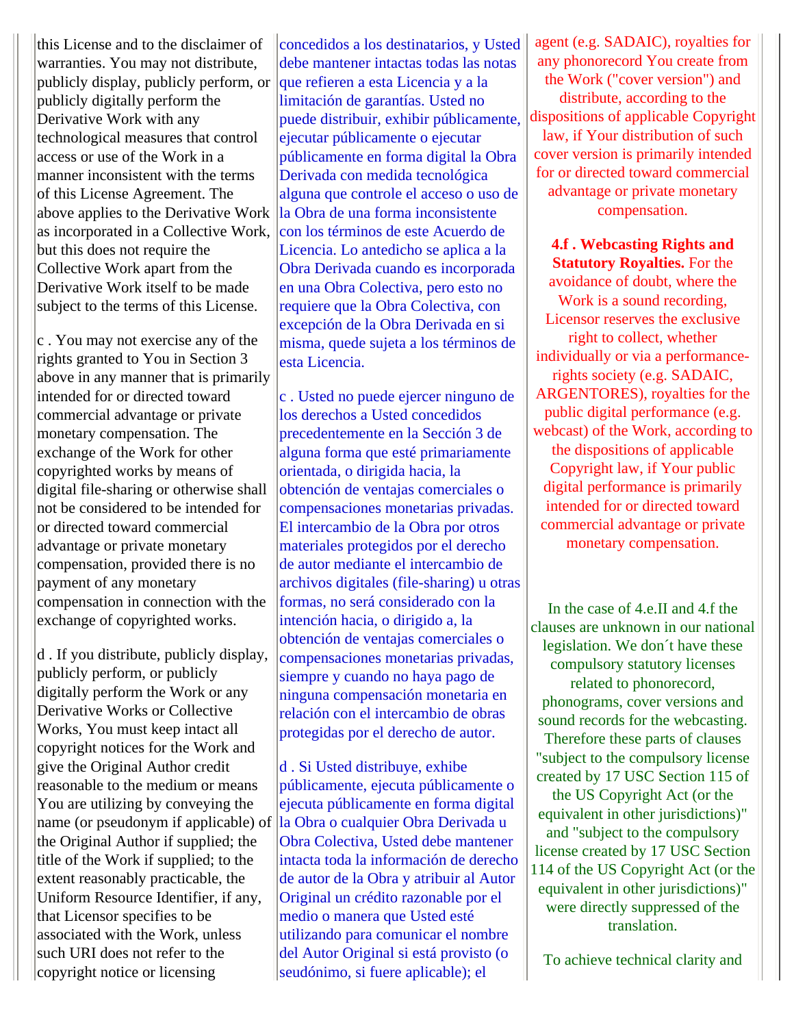this License and to the disclaimer of warranties. You may not distribute, publicly display, publicly perform, or publicly digitally perform the Derivative Work with any technological measures that control access or use of the Work in a manner inconsistent with the terms of this License Agreement. The above applies to the Derivative Work as incorporated in a Collective Work, but this does not require the Collective Work apart from the Derivative Work itself to be made subject to the terms of this License.

c . You may not exercise any of the rights granted to You in Section 3 above in any manner that is primarily intended for or directed toward commercial advantage or private monetary compensation. The exchange of the Work for other copyrighted works by means of digital file-sharing or otherwise shall not be considered to be intended for or directed toward commercial advantage or private monetary compensation, provided there is no payment of any monetary compensation in connection with the exchange of copyrighted works.

d . If you distribute, publicly display, publicly perform, or publicly digitally perform the Work or any Derivative Works or Collective Works, You must keep intact all copyright notices for the Work and give the Original Author credit reasonable to the medium or means You are utilizing by conveying the name (or pseudonym if applicable) of the Original Author if supplied; the title of the Work if supplied; to the extent reasonably practicable, the Uniform Resource Identifier, if any, that Licensor specifies to be associated with the Work, unless such URI does not refer to the copyright notice or licensing

concedidos a los destinatarios, y Usted debe mantener intactas todas las notas que refieren a esta Licencia y a la limitación de garantías. Usted no puede distribuir, exhibir públicamente, ejecutar públicamente o ejecutar públicamente en forma digital la Obra Derivada con medida tecnológica alguna que controle el acceso o uso de la Obra de una forma inconsistente con los términos de este Acuerdo de Licencia. Lo antedicho se aplica a la Obra Derivada cuando es incorporada en una Obra Colectiva, pero esto no requiere que la Obra Colectiva, con excepción de la Obra Derivada en si misma, quede sujeta a los términos de esta Licencia.

c . Usted no puede ejercer ninguno de los derechos a Usted concedidos precedentemente en la Sección 3 de alguna forma que esté primariamente orientada, o dirigida hacia, la obtención de ventajas comerciales o compensaciones monetarias privadas. El intercambio de la Obra por otros materiales protegidos por el derecho de autor mediante el intercambio de archivos digitales (file-sharing) u otras formas, no será considerado con la intención hacia, o dirigido a, la obtención de ventajas comerciales o compensaciones monetarias privadas, siempre y cuando no haya pago de ninguna compensación monetaria en relación con el intercambio de obras protegidas por el derecho de autor.

d . Si Usted distribuye, exhibe públicamente, ejecuta públicamente o ejecuta públicamente en forma digital la Obra o cualquier Obra Derivada u Obra Colectiva, Usted debe mantener intacta toda la información de derecho de autor de la Obra y atribuir al Autor Original un crédito razonable por el medio o manera que Usted esté utilizando para comunicar el nombre del Autor Original si está provisto (o seudónimo, si fuere aplicable); el

agent (e.g. SADAIC), royalties for any phonorecord You create from the Work ("cover version") and distribute, according to the dispositions of applicable Copyright law, if Your distribution of such cover version is primarily intended for or directed toward commercial advantage or private monetary compensation.

**4.f . Webcasting Rights and Statutory Royalties.** For the avoidance of doubt, where the Work is a sound recording, Licensor reserves the exclusive right to collect, whether individually or via a performance-rights society (e.g. SADAIC, ARGENTORES), royalties for the public digital performance (e.g. webcast) of the Work, according to the dispositions of applicable Copyright law, if Your public digital performance is primarily intended for or directed toward commercial advantage or private monetary compensation.

In the case of 4.e.II and 4.f the clauses are unknown in our national legislation. We don´t have these compulsory statutory licenses related to phonorecord, phonograms, cover versions and sound records for the webcasting. Therefore these parts of clauses "subject to the compulsory license created by 17 USC Section 115 of the US Copyright Act (or the equivalent in other jurisdictions)" and "subject to the compulsory license created by 17 USC Section 114 of the US Copyright Act (or the equivalent in other jurisdictions)" were directly suppressed of the translation.

To achieve technical clarity and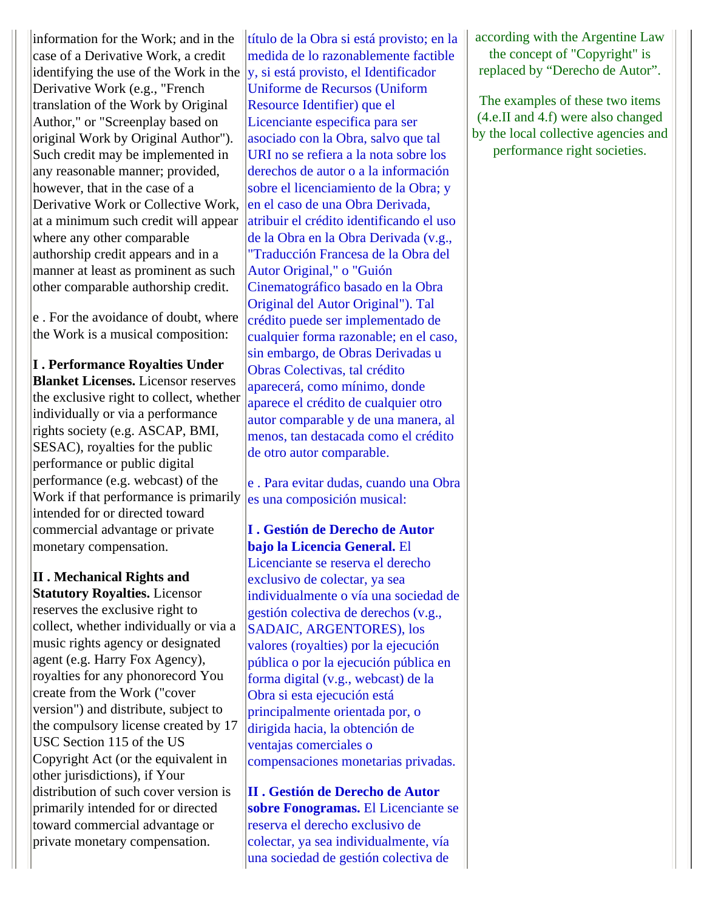information for the Work; and in the case of a Derivative Work, a credit identifying the use of the Work in the Derivative Work (e.g., "French translation of the Work by Original Author," or "Screenplay based on original Work by Original Author"). Such credit may be implemented in any reasonable manner; provided, however, that in the case of a Derivative Work or Collective Work, at a minimum such credit will appear where any other comparable authorship credit appears and in a manner at least as prominent as such other comparable authorship credit.

e . For the avoidance of doubt, where the Work is a musical composition:

**I . Performance Royalties Under Blanket Licenses.** Licensor reserves the exclusive right to collect, whether individually or via a performance rights society (e.g. ASCAP, BMI, SESAC), royalties for the public performance or public digital performance (e.g. webcast) of the Work if that performance is primarily intended for or directed toward commercial advantage or private monetary compensation.

**II . Mechanical Rights and Statutory Royalties.** Licensor reserves the exclusive right to collect, whether individually or via a music rights agency or designated agent (e.g. Harry Fox Agency), royalties for any phonorecord You create from the Work ("cover version") and distribute, subject to the compulsory license created by 17 USC Section 115 of the US Copyright Act (or the equivalent in other jurisdictions), if Your distribution of such cover version is primarily intended for or directed toward commercial advantage or private monetary compensation.

título de la Obra si está provisto; en la medida de lo razonablemente factible y, si está provisto, el Identificador Uniforme de Recursos (Uniform Resource Identifier) que el Licenciante especifica para ser asociado con la Obra, salvo que tal URI no se refiera a la nota sobre los derechos de autor o a la información sobre el licenciamiento de la Obra; y en el caso de una Obra Derivada, atribuir el crédito identificando el uso de la Obra en la Obra Derivada (v.g., "Traducción Francesa de la Obra del Autor Original," o "Guión Cinematográfico basado en la Obra Original del Autor Original"). Tal crédito puede ser implementado de cualquier forma razonable; en el caso, sin embargo, de Obras Derivadas u Obras Colectivas, tal crédito aparecerá, como mínimo, donde aparece el crédito de cualquier otro autor comparable y de una manera, al menos, tan destacada como el crédito de otro autor comparable.

e . Para evitar dudas, cuando una Obra es una composición musical:

**I . Gestión de Derecho de Autor bajo la Licencia General.** El Licenciante se reserva el derecho exclusivo de colectar, ya sea individualmente o vía una sociedad de gestión colectiva de derechos (v.g., SADAIC, ARGENTORES), los valores (royalties) por la ejecución pública o por la ejecución pública en forma digital (v.g., webcast) de la Obra si esta ejecución está principalmente orientada por, o dirigida hacia, la obtención de ventajas comerciales o compensaciones monetarias privadas.

**II . Gestión de Derecho de Autor sobre Fonogramas.** El Licenciante se reserva el derecho exclusivo de colectar, ya sea individualmente, vía una sociedad de gestión colectiva de

according with the Argentine Law the concept of "Copyright" is replaced by “Derecho de Autor”.

The examples of these two items (4.e.II and 4.f) were also changed by the local collective agencies and performance right societies.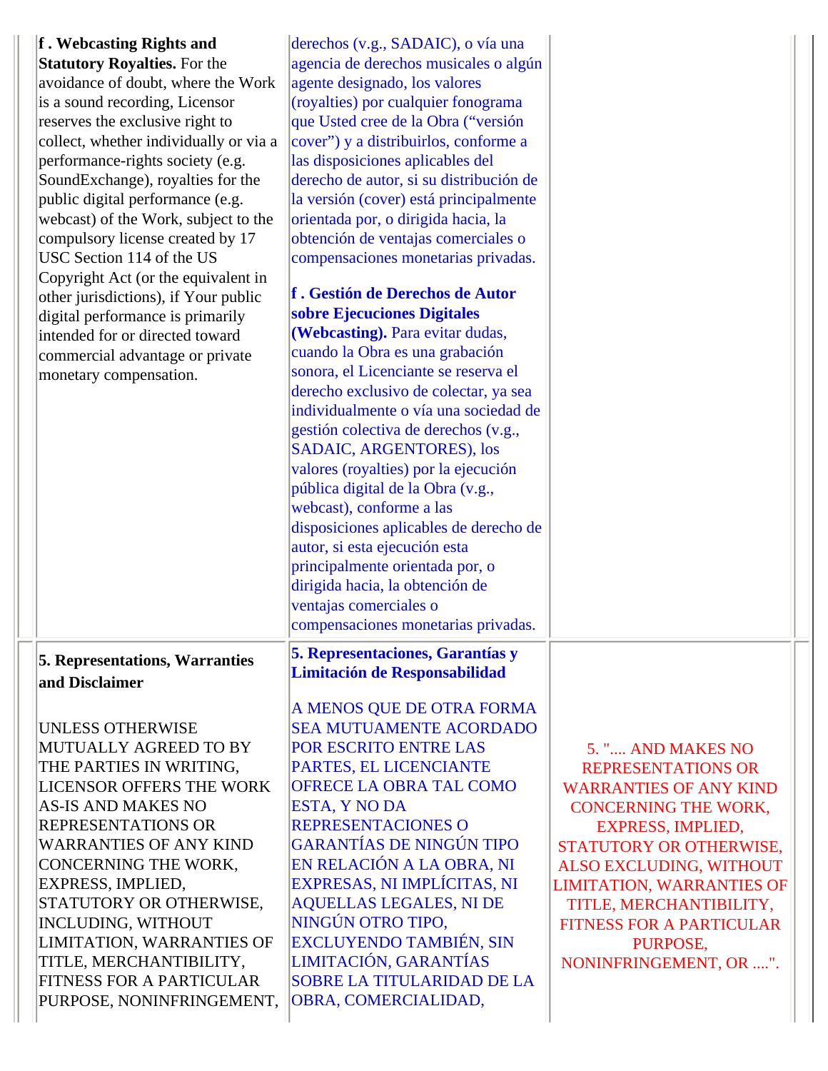| | | |
|---|---|---|
| **f . Webcasting Rights and Statutory Royalties.** For the avoidance of doubt, where the Work is a sound recording, Licensor reserves the exclusive right to collect, whether individually or via a performance-rights society (e.g. SoundExchange), royalties for the public digital performance (e.g. webcast) of the Work, subject to the compulsory license created by 17 USC Section 114 of the US Copyright Act (or the equivalent in other jurisdictions), if Your public digital performance is primarily intended for or directed toward commercial advantage or private monetary compensation. | derechos (v.g., SADAIC), o vía una agencia de derechos musicales o algún agente designado, los valores (royalties) por cualquier fonograma que Usted cree de la Obra ("versión cover") y a distribuirlos, conforme a las disposiciones aplicables del derecho de autor, si su distribución de la versión (cover) está principalmente orientada por, o dirigida hacia, la obtención de ventajas comerciales o compensaciones monetarias privadas.<br><br>**f . Gestión de Derechos de Autor sobre Ejecuciones Digitales (Webcasting).** Para evitar dudas, cuando la Obra es una grabación sonora, el Licenciante se reserva el derecho exclusivo de colectar, ya sea individualmente o vía una sociedad de gestión colectiva de derechos (v.g., SADAIC, ARGENTORES), los valores (royalties) por la ejecución pública digital de la Obra (v.g., webcast), conforme a las disposiciones aplicables de derecho de autor, si esta ejecución esta principalmente orientada por, o dirigida hacia, la obtención de ventajas comerciales o compensaciones monetarias privadas. | |
| **5. Representations, Warranties and Disclaimer**<br><br>UNLESS OTHERWISE MUTUALLY AGREED TO BY THE PARTIES IN WRITING, LICENSOR OFFERS THE WORK AS-IS AND MAKES NO REPRESENTATIONS OR WARRANTIES OF ANY KIND CONCERNING THE WORK, EXPRESS, IMPLIED, STATUTORY OR OTHERWISE, INCLUDING, WITHOUT LIMITATION, WARRANTIES OF TITLE, MERCHANTIBILITY, FITNESS FOR A PARTICULAR PURPOSE, NONINFRINGEMENT, | **5. Representaciones, Garantías y Limitación de Responsabilidad**<br><br>A MENOS QUE DE OTRA FORMA SEA MUTUAMENTE ACORDADO POR ESCRITO ENTRE LAS PARTES, EL LICENCIANTE OFRECE LA OBRA TAL COMO ESTA, Y NO DA REPRESENTACIONES O GARANTÍAS DE NINGÚN TIPO EN RELACIÓN A LA OBRA, NI EXPRESAS, NI IMPLÍCITAS, NI AQUELLAS LEGALES, NI DE NINGÚN OTRO TIPO, EXCLUYENDO TAMBIÉN, SIN LIMITACIÓN, GARANTÍAS SOBRE LA TITULARIDAD DE LA OBRA, COMERCIALIDAD, | 5. ".... AND MAKES NO REPRESENTATIONS OR WARRANTIES OF ANY KIND CONCERNING THE WORK, EXPRESS, IMPLIED, STATUTORY OR OTHERWISE, ALSO EXCLUDING, WITHOUT LIMITATION, WARRANTIES OF TITLE, MERCHANTIBILITY, FITNESS FOR A PARTICULAR PURPOSE, NONINFRINGEMENT, OR ....". |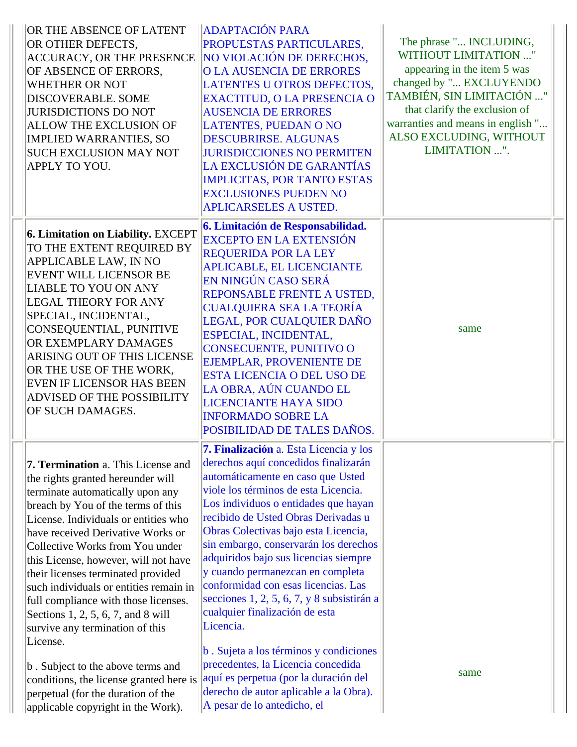| | | |
|---|---|---|
| OR THE ABSENCE OF LATENT OR OTHER DEFECTS, ACCURACY, OR THE PRESENCE OF ABSENCE OF ERRORS, WHETHER OR NOT DISCOVERABLE. SOME JURISDICTIONS DO NOT ALLOW THE EXCLUSION OF IMPLIED WARRANTIES, SO SUCH EXCLUSION MAY NOT APPLY TO YOU. | ADAPTACIÓN PARA PROPUESTAS PARTICULARES, NO VIOLACIÓN DE DERECHOS, O LA AUSENCIA DE ERRORES LATENTES U OTROS DEFECTOS, EXACTITUD, O LA PRESENCIA O AUSENCIA DE ERRORES LATENTES, PUEDAN O NO DESCUBRIRSE. ALGUNAS JURISDICCIONES NO PERMITEN LA EXCLUSIÓN DE GARANTÍAS IMPLICITAS, POR TANTO ESTAS EXCLUSIONES PUEDEN NO APLICARSELES A USTED. | The phrase "... INCLUDING, WITHOUT LIMITATION ..." appearing in the item 5 was changed by "... EXCLUYENDO TAMBIÉN, SIN LIMITACIÓN ..." that clarify the exclusion of warranties and means in english "... ALSO EXCLUDING, WITHOUT LIMITATION ...". |
| **6. Limitation on Liability.** EXCEPT TO THE EXTENT REQUIRED BY APPLICABLE LAW, IN NO EVENT WILL LICENSOR BE LIABLE TO YOU ON ANY LEGAL THEORY FOR ANY SPECIAL, INCIDENTAL, CONSEQUENTIAL, PUNITIVE OR EXEMPLARY DAMAGES ARISING OUT OF THIS LICENSE OR THE USE OF THE WORK, EVEN IF LICENSOR HAS BEEN ADVISED OF THE POSSIBILITY OF SUCH DAMAGES. | **6. Limitación de Responsabilidad.** EXCEPTO EN LA EXTENSIÓN REQUERIDA POR LA LEY APLICABLE, EL LICENCIANTE EN NINGÚN CASO SERÁ REPONSABLE FRENTE A USTED, CUALQUIERA SEA LA TEORÍA LEGAL, POR CUALQUIER DAÑO ESPECIAL, INCIDENTAL, CONSECUENTE, PUNITIVO O EJEMPLAR, PROVENIENTE DE ESTA LICENCIA O DEL USO DE LA OBRA, AÚN CUANDO EL LICENCIANTE HAYA SIDO INFORMADO SOBRE LA POSIBILIDAD DE TALES DAÑOS. | same |
| **7. Termination** a. This License and the rights granted hereunder will terminate automatically upon any breach by You of the terms of this License. Individuals or entities who have received Derivative Works or Collective Works from You under this License, however, will not have their licenses terminated provided such individuals or entities remain in full compliance with those licenses. Sections 1, 2, 5, 6, 7, and 8 will survive any termination of this License.<br><br>b . Subject to the above terms and conditions, the license granted here is perpetual (for the duration of the applicable copyright in the Work). | **7. Finalización** a. Esta Licencia y los derechos aquí concedidos finalizarán automáticamente en caso que Usted viole los términos de esta Licencia. Los individuos o entidades que hayan recibido de Usted Obras Derivadas u Obras Colectivas bajo esta Licencia, sin embargo, conservarán los derechos adquiridos bajo sus licencias siempre y cuando permanezcan en completa conformidad con esas licencias. Las secciones 1, 2, 5, 6, 7, y 8 subsistirán a cualquier finalización de esta Licencia.<br><br>b . Sujeta a los términos y condiciones precedentes, la Licencia concedida aquí es perpetua (por la duración del derecho de autor aplicable a la Obra). A pesar de lo antedicho, el | same |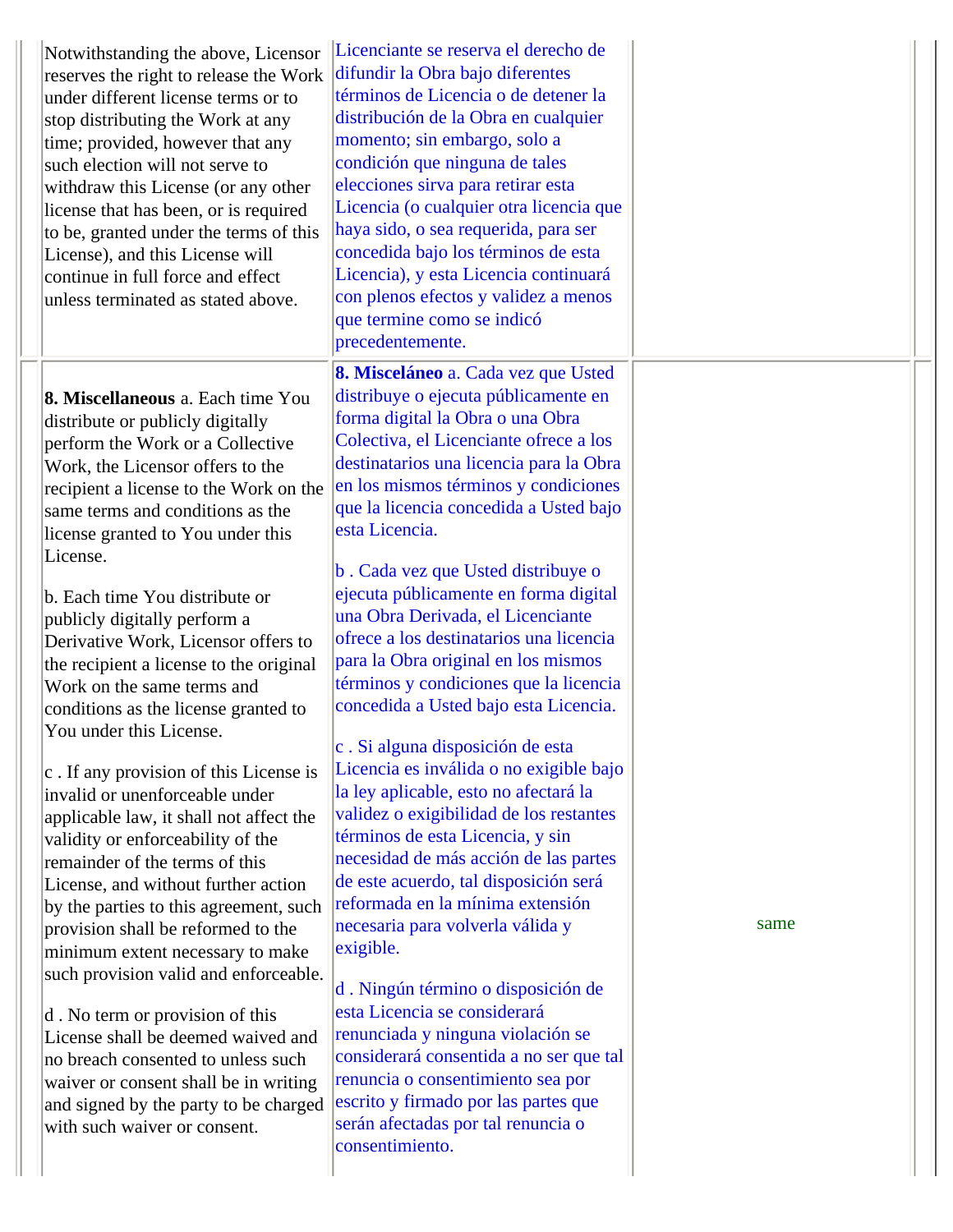| | | |
|---|---|---|
| Notwithstanding the above, Licensor reserves the right to release the Work under different license terms or to stop distributing the Work at any time; provided, however that any such election will not serve to withdraw this License (or any other license that has been, or is required to be, granted under the terms of this License), and this License will continue in full force and effect unless terminated as stated above. | Licenciante se reserva el derecho de difundir la Obra bajo diferentes términos de Licencia o de detener la distribución de la Obra en cualquier momento; sin embargo, solo a condición que ninguna de tales elecciones sirva para retirar esta Licencia (o cualquier otra licencia que haya sido, o sea requerida, para ser concedida bajo los términos de esta Licencia), y esta Licencia continuará con plenos efectos y validez a menos que termine como se indicó precedentemente. | |
| **8. Miscellaneous** a. Each time You distribute or publicly digitally perform the Work or a Collective Work, the Licensor offers to the recipient a license to the Work on the same terms and conditions as the license granted to You under this License.<br><br>b. Each time You distribute or publicly digitally perform a Derivative Work, Licensor offers to the recipient a license to the original Work on the same terms and conditions as the license granted to You under this License.<br><br>c . If any provision of this License is invalid or unenforceable under applicable law, it shall not affect the validity or enforceability of the remainder of the terms of this License, and without further action by the parties to this agreement, such provision shall be reformed to the minimum extent necessary to make such provision valid and enforceable.<br><br>d . No term or provision of this License shall be deemed waived and no breach consented to unless such waiver or consent shall be in writing and signed by the party to be charged with such waiver or consent. | **8. Misceláneo** a. Cada vez que Usted distribuye o ejecuta públicamente en forma digital la Obra o una Obra Colectiva, el Licenciante ofrece a los destinatarios una licencia para la Obra en los mismos términos y condiciones que la licencia concedida a Usted bajo esta Licencia.<br><br>b . Cada vez que Usted distribuye o ejecuta públicamente en forma digital una Obra Derivada, el Licenciante ofrece a los destinatarios una licencia para la Obra original en los mismos términos y condiciones que la licencia concedida a Usted bajo esta Licencia.<br><br>c . Si alguna disposición de esta Licencia es inválida o no exigible bajo la ley aplicable, esto no afectará la validez o exigibilidad de los restantes términos de esta Licencia, y sin necesidad de más acción de las partes de este acuerdo, tal disposición será reformada en la mínima extensión necesaria para volverla válida y exigible.<br><br>d . Ningún término o disposición de esta Licencia se considerará renunciada y ninguna violación se considerará consentida a no ser que tal renuncia o consentimiento sea por escrito y firmado por las partes que serán afectadas por tal renuncia o consentimiento. | same |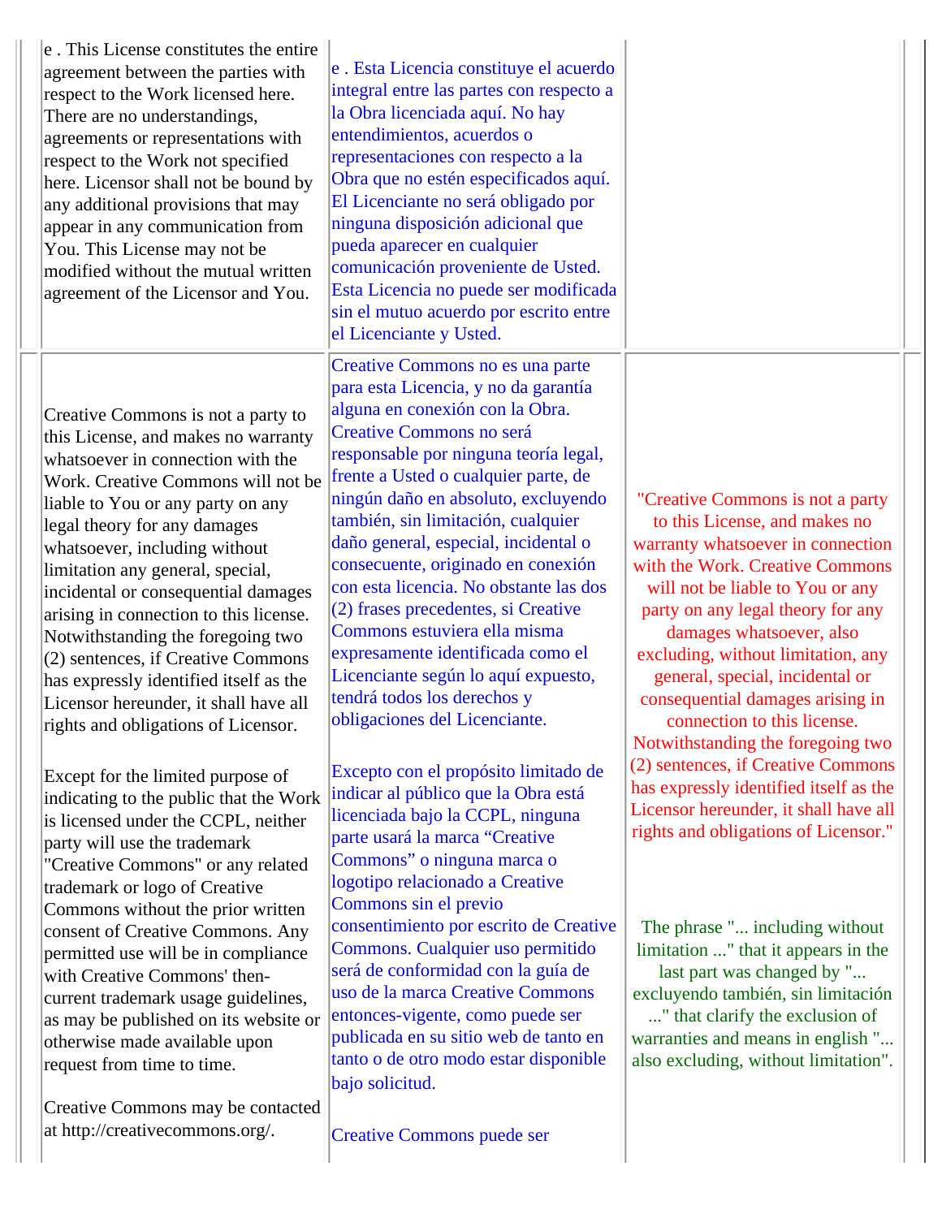| | | |
|---|---|---|
| e . This License constitutes the entire agreement between the parties with respect to the Work licensed here. There are no understandings, agreements or representations with respect to the Work not specified here. Licensor shall not be bound by any additional provisions that may appear in any communication from You. This License may not be modified without the mutual written agreement of the Licensor and You. | e . Esta Licencia constituye el acuerdo integral entre las partes con respecto a la Obra licenciada aquí. No hay entendimientos, acuerdos o representaciones con respecto a la Obra que no estén especificados aquí. El Licenciante no será obligado por ninguna disposición adicional que pueda aparecer en cualquier comunicación proveniente de Usted. Esta Licencia no puede ser modificada sin el mutuo acuerdo por escrito entre el Licenciante y Usted. | |
| Creative Commons is not a party to this License, and makes no warranty whatsoever in connection with the Work. Creative Commons will not be liable to You or any party on any legal theory for any damages whatsoever, including without limitation any general, special, incidental or consequential damages arising in connection to this license. Notwithstanding the foregoing two (2) sentences, if Creative Commons has expressly identified itself as the Licensor hereunder, it shall have all rights and obligations of Licensor.<br><br>Except for the limited purpose of indicating to the public that the Work is licensed under the CCPL, neither party will use the trademark "Creative Commons" or any related trademark or logo of Creative Commons without the prior written consent of Creative Commons. Any permitted use will be in compliance with Creative Commons' then-current trademark usage guidelines, as may be published on its website or otherwise made available upon request from time to time.<br><br>Creative Commons may be contacted at http://creativecommons.org/. | Creative Commons no es una parte para esta Licencia, y no da garantía alguna en conexión con la Obra. Creative Commons no será responsable por ninguna teoría legal, frente a Usted o cualquier parte, de ningún daño en absoluto, excluyendo también, sin limitación, cualquier daño general, especial, incidental o consecuente, originado en conexión con esta licencia. No obstante las dos (2) frases precedentes, si Creative Commons estuviera ella misma expresamente identificada como el Licenciante según lo aquí expuesto, tendrá todos los derechos y obligaciones del Licenciante.<br><br>Excepto con el propósito limitado de indicar al público que la Obra está licenciada bajo la CCPL, ninguna parte usará la marca "Creative Commons" o ninguna marca o logotipo relacionado a Creative Commons sin el previo consentimiento por escrito de Creative Commons. Cualquier uso permitido será de conformidad con la guía de uso de la marca Creative Commons entonces-vigente, como puede ser publicada en su sitio web de tanto en tanto o de otro modo estar disponible bajo solicitud.<br><br>Creative Commons puede ser | "Creative Commons is not a party to this License, and makes no warranty whatsoever in connection with the Work. Creative Commons will not be liable to You or any party on any legal theory for any damages whatsoever, also excluding, without limitation, any general, special, incidental or consequential damages arising in connection to this license. Notwithstanding the foregoing two (2) sentences, if Creative Commons has expressly identified itself as the Licensor hereunder, it shall have all rights and obligations of Licensor."<br><br>The phrase "... including without limitation ..." that it appears in the last part was changed by "... excluyendo también, sin limitación ..." that clarify the exclusion of warranties and means in english "... also excluding, without limitation". |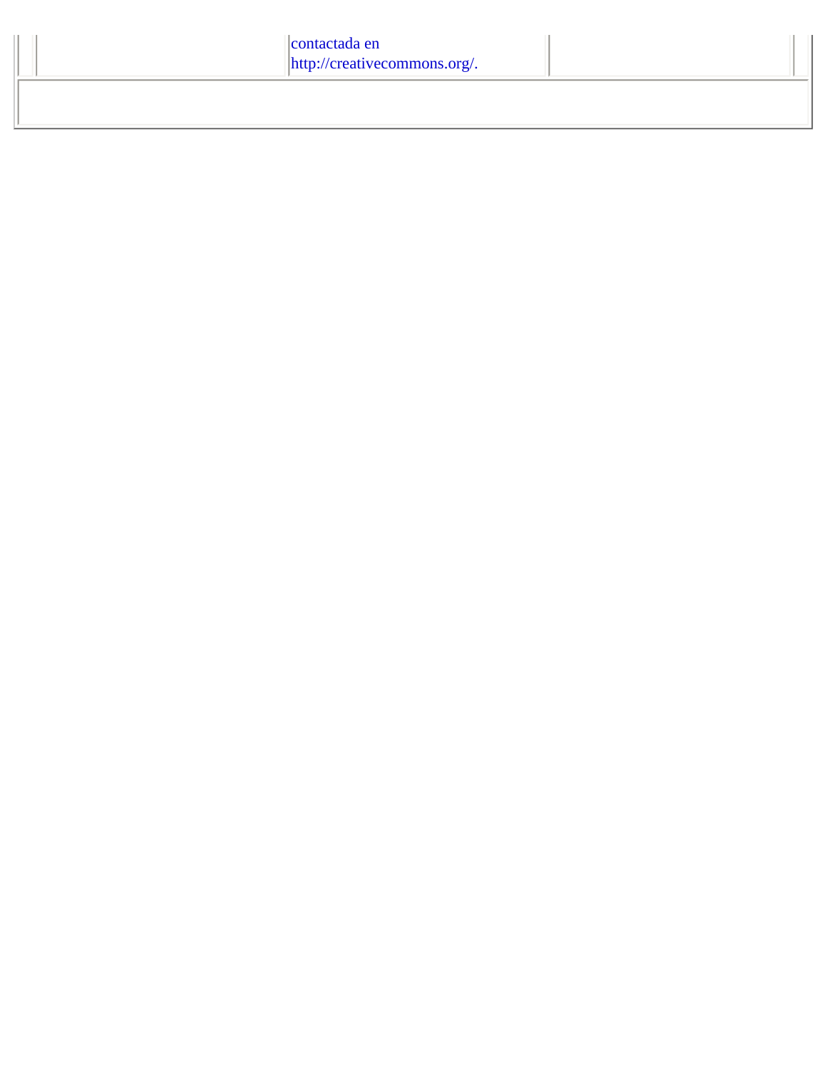| | | | | |
|---|---|---|---|---|
| | | contactada en http://creativecommons.org/. | | |